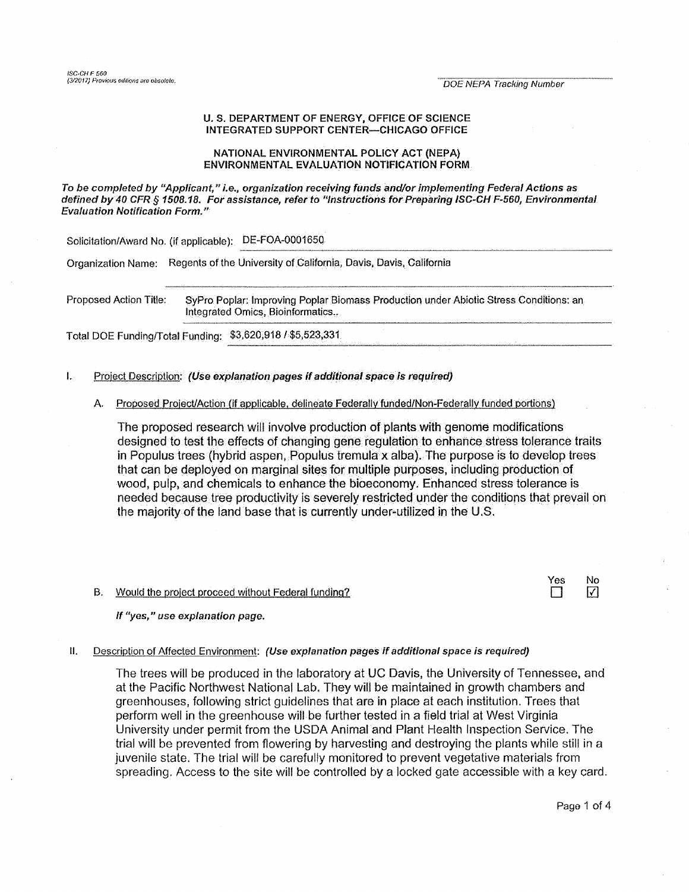ISC-CH F 560
(3/2017) Previous editions are obsolete.

DOE NEPA Tracking Number

**U. S. DEPARTMENT OF ENERGY, OFFICE OF SCIENCE**
**INTEGRATED SUPPORT CENTER—CHICAGO OFFICE**

**NATIONAL ENVIRONMENTAL POLICY ACT (NEPA)**
**ENVIRONMENTAL EVALUATION NOTIFICATION FORM**

***To be completed by "Applicant," i.e., organization receiving funds and/or implementing Federal Actions as defined by 40 CFR § 1508.18. For assistance, refer to "Instructions for Preparing ISC-CH F-560, Environmental Evaluation Notification Form."***

Solicitation/Award No. (if applicable): DE-FOA-0001650

Organization Name: Regents of the University of California, Davis, Davis, California

Proposed Action Title: SyPro Poplar: Improving Poplar Biomass Production under Abiotic Stress Conditions: an Integrated Omics, Bioinformatics..

Total DOE Funding/Total Funding: $3,620,918 / $5,523,331

I. Project Description: ***(Use explanation pages if additional space is required)***

A. Proposed Project/Action (if applicable, delineate Federally funded/Non-Federally funded portions)

The proposed research will involve production of plants with genome modifications designed to test the effects of changing gene regulation to enhance stress tolerance traits in Populus trees (hybrid aspen, Populus tremula x alba). The purpose is to develop trees that can be deployed on marginal sites for multiple purposes, including production of wood, pulp, and chemicals to enhance the bioeconomy. Enhanced stress tolerance is needed because tree productivity is severely restricted under the conditions that prevail on the majority of the land base that is currently under-utilized in the U.S.

B. Would the project proceed without Federal funding? Yes ☐ No ☑

***If "yes," use explanation page.***

II. Description of Affected Environment: ***(Use explanation pages if additional space is required)***

The trees will be produced in the laboratory at UC Davis, the University of Tennessee, and at the Pacific Northwest National Lab. They will be maintained in growth chambers and greenhouses, following strict guidelines that are in place at each institution. Trees that perform well in the greenhouse will be further tested in a field trial at West Virginia University under permit from the USDA Animal and Plant Health Inspection Service. The trial will be prevented from flowering by harvesting and destroying the plants while still in a juvenile state. The trial will be carefully monitored to prevent vegetative materials from spreading. Access to the site will be controlled by a locked gate accessible with a key card.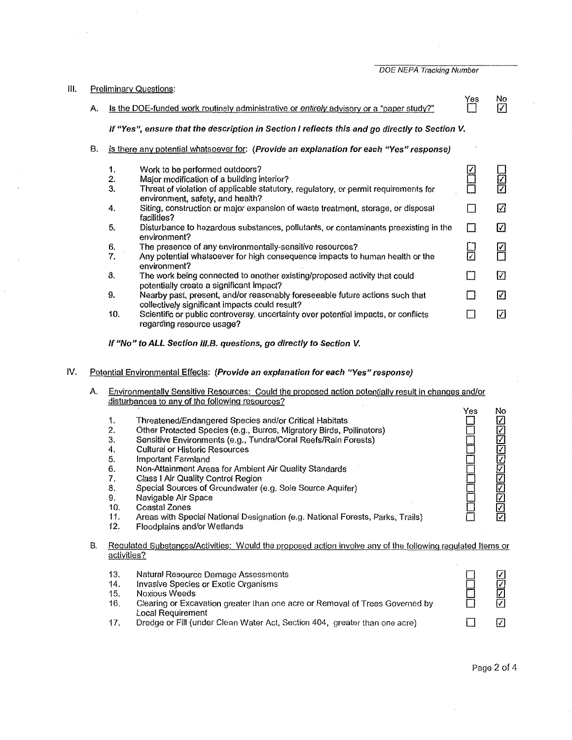DOE NEPA Tracking Number

## III. Preliminary Questions:

| | | Yes | No |
|---|---|---|---|
| A. | Is the DOE-funded work routinely administrative or *entirely* advisory or a "paper study?" | ☐ | ☑ |

***If "Yes", ensure that the description in Section I reflects this and go directly to Section V.***

B. Is there any potential whatsoever for: ***(Provide an explanation for each "Yes" response)***

| | | Yes | No |
|---|---|---|---|
| 1. | Work to be performed outdoors? | ☑ | ☐ |
| 2. | Major modification of a building interior? | ☐ | ☑ |
| 3. | Threat of violation of applicable statutory, regulatory, or permit requirements for environment, safety, and health? | ☐ | ☑ |
| 4. | Siting, construction or major expansion of waste treatment, storage, or disposal facilities? | ☐ | ☑ |
| 5. | Disturbance to hazardous substances, pollutants, or contaminants preexisting in the environment? | ☐ | ☑ |
| 6. | The presence of any environmentally-sensitive resources? | ☐ | ☑ |
| 7. | Any potential whatsoever for high consequence impacts to human health or the environment? | ☑ | ☐ |
| 8. | The work being connected to another existing/proposed activity that could potentially create a significant impact? | ☐ | ☑ |
| 9. | Nearby past, present, and/or reasonably foreseeable future actions such that collectively significant impacts could result? | ☐ | ☑ |
| 10. | Scientific or public controversy, uncertainty over potential impacts, or conflicts regarding resource usage? | ☐ | ☑ |

***If "No" to ALL Section III.B. questions, go directly to Section V.***

## IV. Potential Environmental Effects: *(Provide an explanation for each "Yes" response)*

A. Environmentally Sensitive Resources: Could the proposed action potentially result in changes and/or disturbances to any of the following resources?

| | | Yes | No |
|---|---|---|---|
| 1. | Threatened/Endangered Species and/or Critical Habitats | ☐ | ☑ |
| 2. | Other Protected Species (e.g., Burros, Migratory Birds, Pollinators) | ☐ | ☑ |
| 3. | Sensitive Environments (e.g., Tundra/Coral Reefs/Rain Forests) | ☐ | ☑ |
| 4. | Cultural or Historic Resources | ☐ | ☑ |
| 5. | Important Farmland | ☐ | ☑ |
| 6. | Non-Attainment Areas for Ambient Air Quality Standards | ☐ | ☑ |
| 7. | Class I Air Quality Control Region | ☐ | ☑ |
| 8. | Special Sources of Groundwater (e.g. Sole Source Aquifer) | ☐ | ☑ |
| 9. | Navigable Air Space | ☐ | ☑ |
| 10. | Coastal Zones | ☐ | ☑ |
| 11. | Areas with Special National Designation (e.g. National Forests, Parks, Trails) | ☐ | ☑ |
| 12. | Floodplains and/or Wetlands | | |

B. Regulated Substances/Activities: Would the proposed action involve any of the following regulated items or activities?

| | | Yes | No |
|---|---|---|---|
| 13. | Natural Resource Damage Assessments | ☐ | ☑ |
| 14. | Invasive Species or Exotic Organisms | ☐ | ☑ |
| 15. | Noxious Weeds | ☐ | ☑ |
| 16. | Clearing or Excavation greater than one acre or Removal of Trees Governed by Local Requirement | ☐ | ☑ |
| 17. | Dredge or Fill (under Clean Water Act, Section 404, greater than one acre) | ☐ | ☑ |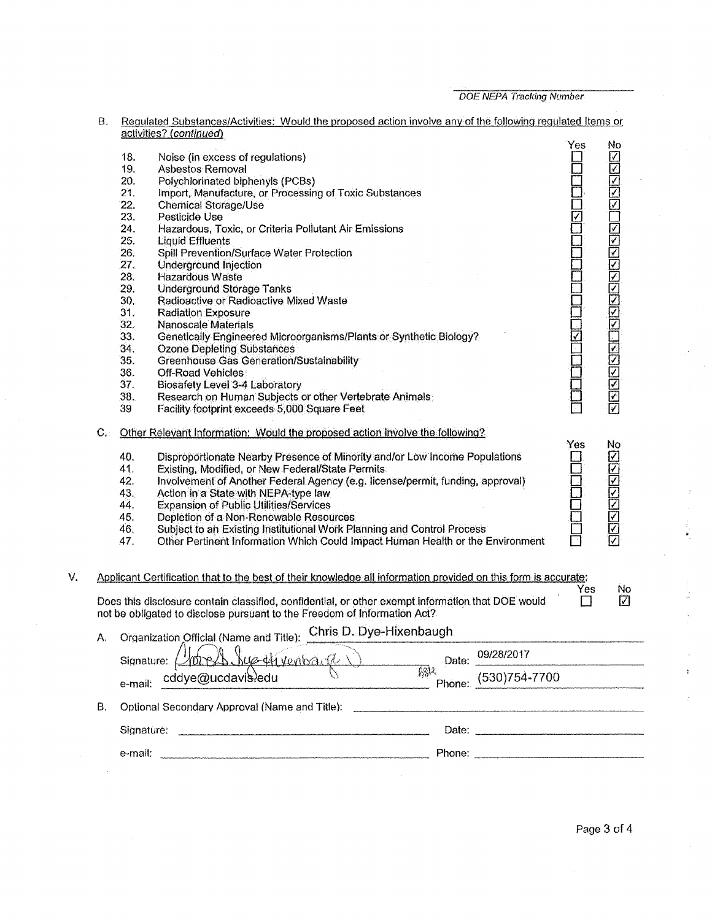DOE NEPA Tracking Number

B. Regulated Substances/Activities: Would the proposed action involve any of the following regulated items or activities? (*continued*)

| # | Item | Yes | No |
|---|---|---|---|
| 18. | Noise (in excess of regulations) | ☐ | ☑ |
| 19. | Asbestos Removal | ☐ | ☑ |
| 20. | Polychlorinated biphenyls (PCBs) | ☐ | ☑ |
| 21. | Import, Manufacture, or Processing of Toxic Substances | ☐ | ☑ |
| 22. | Chemical Storage/Use | ☐ | ☑ |
| 23. | Pesticide Use | ☑ | ☐ |
| 24. | Hazardous, Toxic, or Criteria Pollutant Air Emissions | ☐ | ☑ |
| 25. | Liquid Effluents | ☐ | ☑ |
| 26. | Spill Prevention/Surface Water Protection | ☐ | ☑ |
| 27. | Underground Injection | ☐ | ☑ |
| 28. | Hazardous Waste | ☐ | ☑ |
| 29. | Underground Storage Tanks | ☐ | ☑ |
| 30. | Radioactive or Radioactive Mixed Waste | ☐ | ☑ |
| 31. | Radiation Exposure | ☐ | ☑ |
| 32. | Nanoscale Materials | ☐ | ☑ |
| 33. | Genetically Engineered Microorganisms/Plants or Synthetic Biology? | ☑ | ☐ |
| 34. | Ozone Depleting Substances | ☐ | ☑ |
| 35. | Greenhouse Gas Generation/Sustainability | ☐ | ☑ |
| 36. | Off-Road Vehicles | ☐ | ☑ |
| 37. | Biosafety Level 3-4 Laboratory | ☐ | ☑ |
| 38. | Research on Human Subjects or other Vertebrate Animals | ☐ | ☑ |
| 39 | Facility footprint exceeds 5,000 Square Feet | ☐ | ☑ |

C. Other Relevant Information: Would the proposed action involve the following?

| # | Item | Yes | No |
|---|---|---|---|
| 40. | Disproportionate Nearby Presence of Minority and/or Low Income Populations | ☐ | ☑ |
| 41. | Existing, Modified, or New Federal/State Permits | ☐ | ☑ |
| 42. | Involvement of Another Federal Agency (e.g. license/permit, funding, approval) | ☐ | ☑ |
| 43. | Action in a State with NEPA-type law | ☐ | ☑ |
| 44. | Expansion of Public Utilities/Services | ☐ | ☑ |
| 45. | Depletion of a Non-Renewable Resources | ☐ | ☑ |
| 46. | Subject to an Existing Institutional Work Planning and Control Process | ☐ | ☑ |
| 47. | Other Pertinent Information Which Could Impact Human Health or the Environment | ☐ | ☑ |

V. Applicant Certification that to the best of their knowledge all information provided on this form is accurate:

Does this disclosure contain classified, confidential, or other exempt information that DOE would not be obligated to disclose pursuant to the Freedom of Information Act? Yes ☐ No ☑

A. Organization Official (Name and Title): Chris D. Dye-Hixenbaugh

Signature: Chris D. Dye-Hixenbaugh    Date: 09/28/2017

e-mail: cddye@ucdavis.edu    Phone: (530)754-7700

B. Optional Secondary Approval (Name and Title): ______________________

Signature: ______________________    Date: ______________________

e-mail: ______________________    Phone: ______________________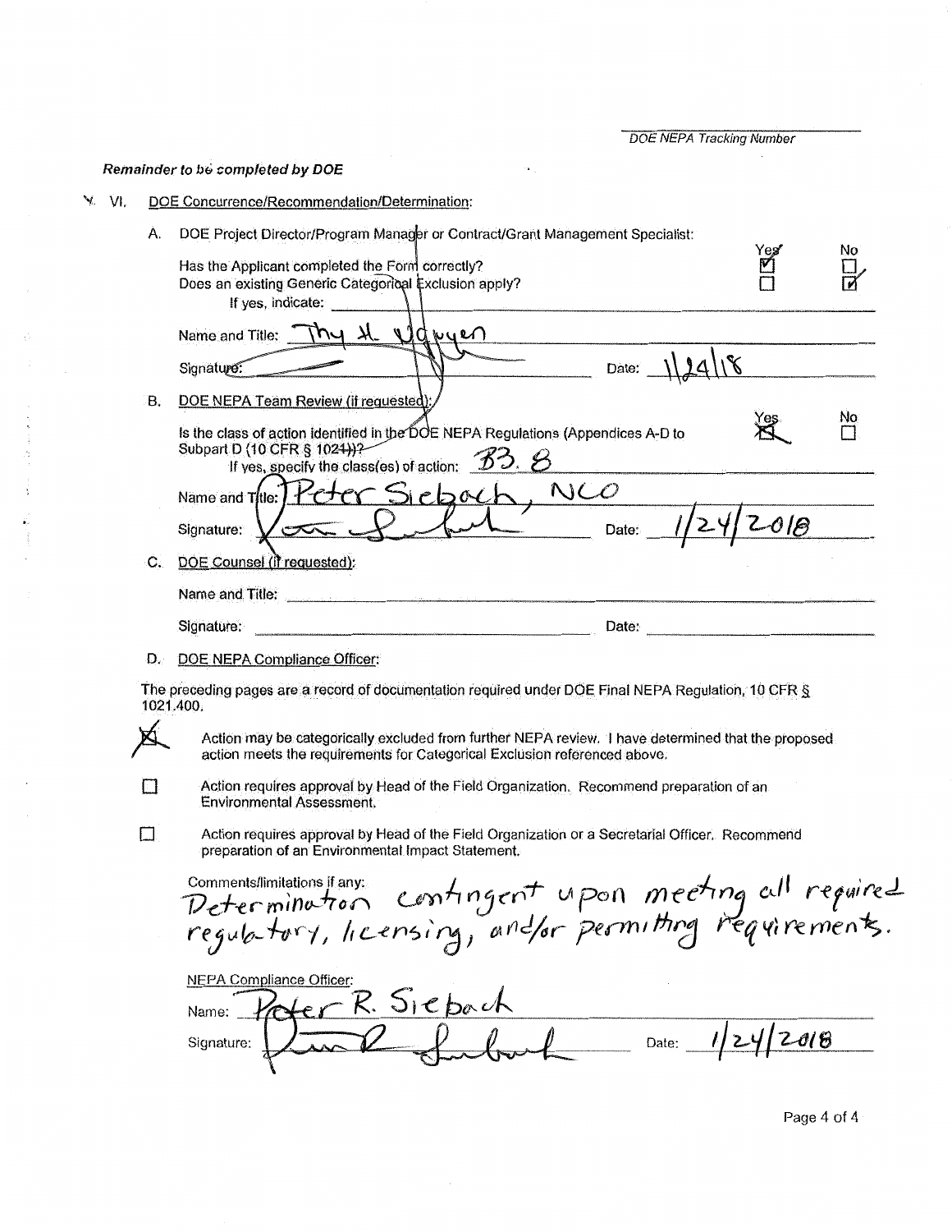DOE NEPA Tracking Number

***Remainder to be completed by DOE***

VI. DOE Concurrence/Recommendation/Determination:

A. DOE Project Director/Program Manager or Contract/Grant Management Specialist:

| | Yes | No |
|---|---|---|
| Has the Applicant completed the Form correctly? | ☑ | ☐ |
| Does an existing Generic Categorical Exclusion apply? | ☐ | ☑ |

If yes, indicate:

Name and Title: Thy H. Nguyen

Signature: [signature] Date: 1/24/18

B. DOE NEPA Team Review (if requested):

| | Yes | No |
|---|---|---|
| Is the class of action identified in the DOE NEPA Regulations (Appendices A-D to Subpart D (10 CFR § 1021))? | ☒ | ☐ |

If yes, specify the class(es) of action: B3.8

Name and Title: Peter Siebach, NCO

Signature: [signature] Date: 1/24/2018

C. DOE Counsel (if requested):

Name and Title:

Signature: Date:

D. DOE NEPA Compliance Officer:

The preceding pages are a record of documentation required under DOE Final NEPA Regulation, 10 CFR § 1021.400.

☒ Action may be categorically excluded from further NEPA review. I have determined that the proposed action meets the requirements for Categorical Exclusion referenced above.

☐ Action requires approval by Head of the Field Organization. Recommend preparation of an Environmental Assessment.

☐ Action requires approval by Head of the Field Organization or a Secretarial Officer. Recommend preparation of an Environmental Impact Statement.

Comments/limitations if any:
Determination contingent upon meeting all required regulatory, licensing, and/or permitting requirements.

NEPA Compliance Officer:

Name: Peter R. Siebach

Signature: [signature] Date: 1/24/2018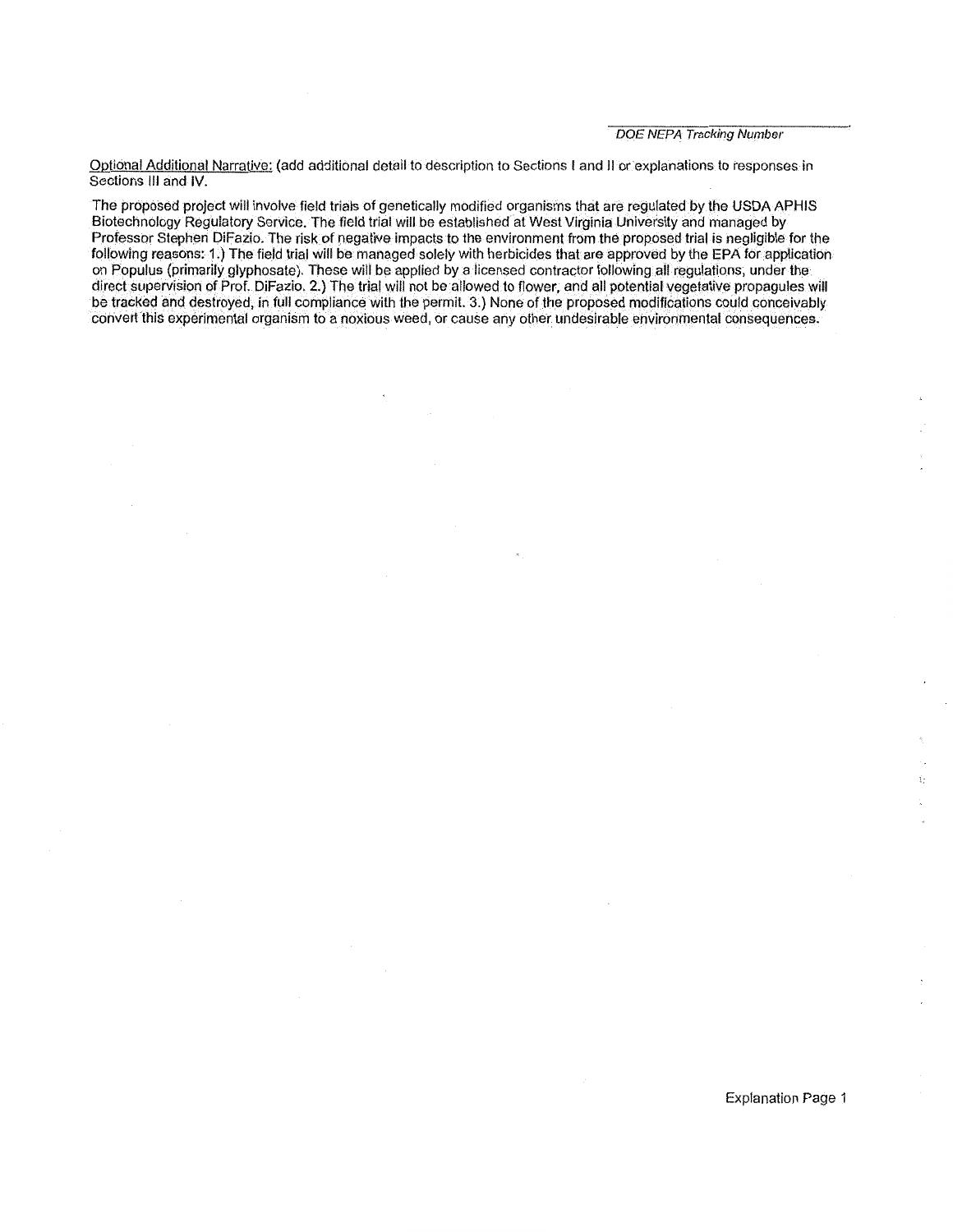DOE NEPA Tracking Number

Optional Additional Narrative: (add additional detail to description to Sections I and II or explanations to responses in Sections III and IV.

The proposed project will involve field trials of genetically modified organisms that are regulated by the USDA APHIS Biotechnology Regulatory Service. The field trial will be established at West Virginia University and managed by Professor Stephen DiFazio. The risk of negative impacts to the environment from the proposed trial is negligible for the following reasons: 1.) The field trial will be managed solely with herbicides that are approved by the EPA for application on Populus (primarily glyphosate). These will be applied by a licensed contractor following all regulations, under the direct supervision of Prof. DiFazio. 2.) The trial will not be allowed to flower, and all potential vegetative propagules will be tracked and destroyed, in full compliance with the permit. 3.) None of the proposed modifications could conceivably convert this experimental organism to a noxious weed, or cause any other undesirable environmental consequences.

Explanation Page 1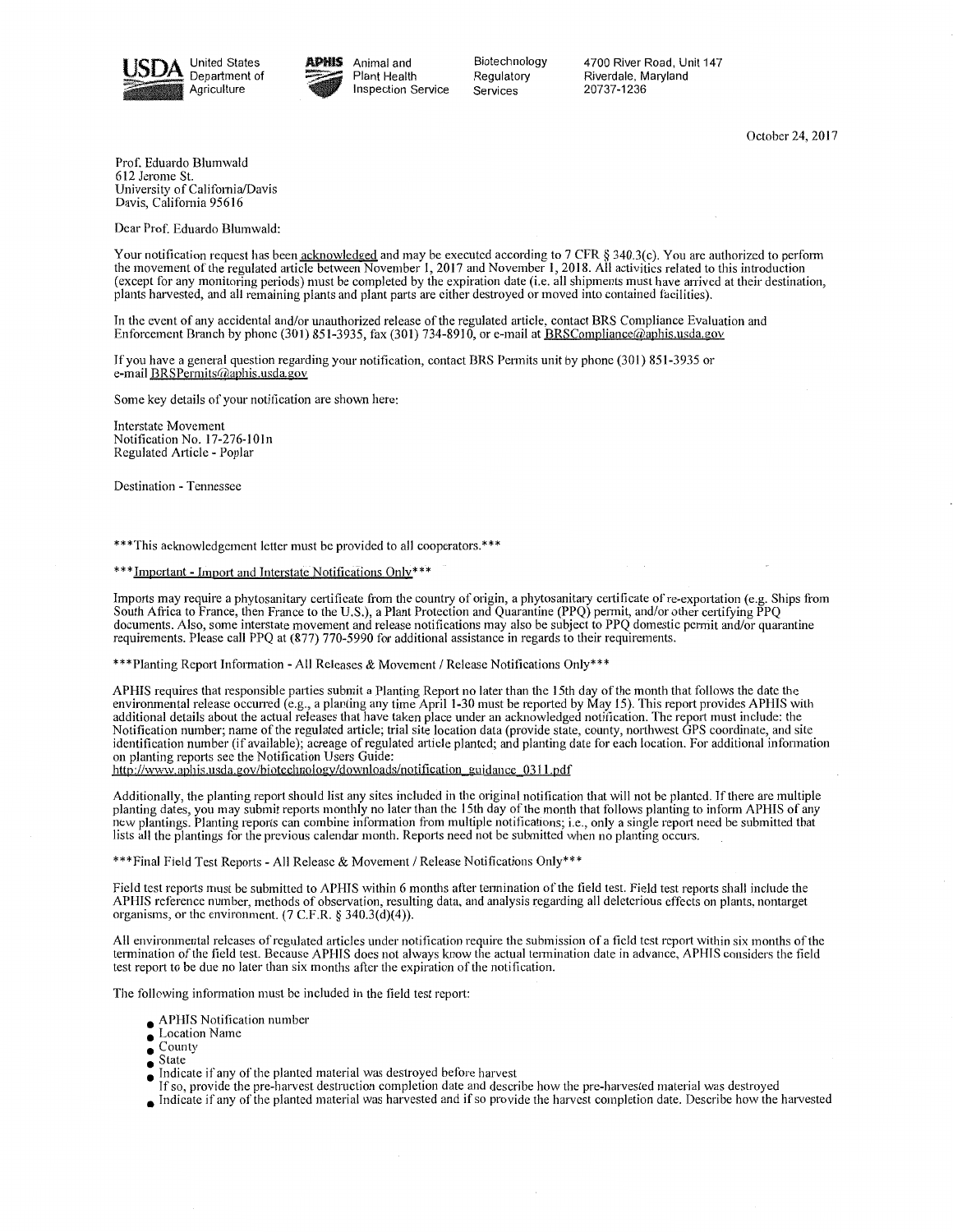USDA United States Department of Agriculture | APHIS Animal and Plant Health Inspection Service | Biotechnology Regulatory Services | 4700 River Road, Unit 147 Riverdale, Maryland 20737-1236

October 24, 2017

Prof. Eduardo Blumwald
612 Jerome St.
University of California/Davis
Davis, California 95616

Dear Prof. Eduardo Blumwald:

Your notification request has been acknowledged and may be executed according to 7 CFR § 340.3(c). You are authorized to perform the movement of the regulated article between November 1, 2017 and November 1, 2018. All activities related to this introduction (except for any monitoring periods) must be completed by the expiration date (i.e. all shipments must have arrived at their destination, plants harvested, and all remaining plants and plant parts are either destroyed or moved into contained facilities).

In the event of any accidental and/or unauthorized release of the regulated article, contact BRS Compliance Evaluation and Enforcement Branch by phone (301) 851-3935, fax (301) 734-8910, or e-mail at BRSCompliance@aphis.usda.gov

If you have a general question regarding your notification, contact BRS Permits unit by phone (301) 851-3935 or e-mail BRSPermits@aphis.usda.gov

Some key details of your notification are shown here:

Interstate Movement
Notification No. 17-276-101n
Regulated Article - Poplar

Destination - Tennessee

***This acknowledgement letter must be provided to all cooperators.***

***Important - Import and Interstate Notifications Only***

Imports may require a phytosanitary certificate from the country of origin, a phytosanitary certificate of re-exportation (e.g. Ships from South Africa to France, then France to the U.S.), a Plant Protection and Quarantine (PPQ) permit, and/or other certifying PPQ documents. Also, some interstate movement and release notifications may also be subject to PPQ domestic permit and/or quarantine requirements. Please call PPQ at (877) 770-5990 for additional assistance in regards to their requirements.

***Planting Report Information - All Releases & Movement / Release Notifications Only***

APHIS requires that responsible parties submit a Planting Report no later than the 15th day of the month that follows the date the environmental release occurred (e.g., a planting any time April 1-30 must be reported by May 15). This report provides APHIS with additional details about the actual releases that have taken place under an acknowledged notification. The report must include: the Notification number; name of the regulated article; trial site location data (provide state, county, northwest GPS coordinate, and site identification number (if available); acreage of regulated article planted; and planting date for each location. For additional information on planting reports see the Notification Users Guide:
http://www.aphis.usda.gov/biotechnology/downloads/notification_guidance_0311.pdf

Additionally, the planting report should list any sites included in the original notification that will not be planted. If there are multiple planting dates, you may submit reports monthly no later than the 15th day of the month that follows planting to inform APHIS of any new plantings. Planting reports can combine information from multiple notifications; i.e., only a single report need be submitted that lists all the plantings for the previous calendar month. Reports need not be submitted when no planting occurs.

***Final Field Test Reports - All Release & Movement / Release Notifications Only***

Field test reports must be submitted to APHIS within 6 months after termination of the field test. Field test reports shall include the APHIS reference number, methods of observation, resulting data, and analysis regarding all deleterious effects on plants, nontarget organisms, or the environment. (7 C.F.R. § 340.3(d)(4)).

All environmental releases of regulated articles under notification require the submission of a field test report within six months of the termination of the field test. Because APHIS does not always know the actual termination date in advance, APHIS considers the field test report to be due no later than six months after the expiration of the notification.

The following information must be included in the field test report:

- APHIS Notification number
- Location Name
- County
- State
- Indicate if any of the planted material was destroyed before harvest
  If so, provide the pre-harvest destruction completion date and describe how the pre-harvested material was destroyed
- Indicate if any of the planted material was harvested and if so provide the harvest completion date. Describe how the harvested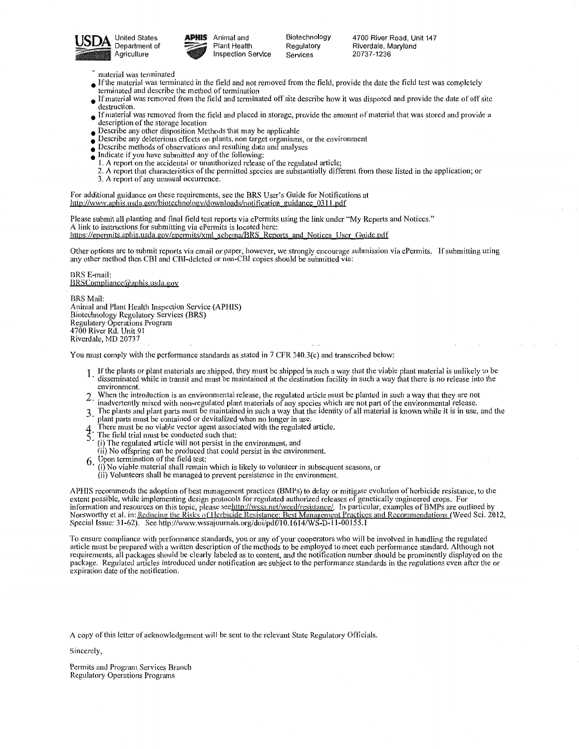material was terminated

- If the material was terminated in the field and not removed from the field, provide the date the field test was completely terminated and describe the method of termination
- If material was removed from the field and terminated off site describe how it was disposed and provide the date of off site destruction.
- If material was removed from the field and placed in storage, provide the amount of material that was stored and provide a description of the storage location
- Describe any other disposition Methods that may be applicable
- Describe any deleterious effects on plants, non target organisms, or the environment
- Describe methods of observations and resulting data and analyses
- Indicate if you have submitted any of the following:
  1. A report on the accidental or unauthorized release of the regulated article;
  2. A report that characteristics of the permitted species are substantially different from those listed in the application; or
  3. A report of any unusual occurrence.

For additional guidance on these requirements, see the BRS User's Guide for Notifications at http://www.aphis.usda.gov/biotechnology/downloads/notification_guidance_0311.pdf

Please submit all planting and final field test reports via ePermits using the link under "My Reports and Notices." A link to instructions for submitting via ePermits is located here: https://epermits.aphis.usda.gov/epermits/xml_schema/BRS_Reports_and_Notices_User_Guide.pdf

Other options are to submit reports via email or paper, however, we strongly encourage submission via ePermits. If submitting using any other method then CBI and CBI-deleted or non-CBI copies should be submitted via:

BRS E-mail:
BRSCompliance@aphis.usda.gov

BRS Mail:
Animal and Plant Health Inspection Service (APHIS)
Biotechnology Regulatory Services (BRS)
Regulatory Operations Program
4700 River Rd. Unit 91
Riverdale, MD 20737

You must comply with the performance standards as stated in 7 CFR 340.3(c) and transcribed below:

1. If the plants or plant materials are shipped, they must be shipped in such a way that the viable plant material is unlikely to be disseminated while in transit and must be maintained at the destination facility in such a way that there is no release into the environment.
2. When the introduction is an environmental release, the regulated article must be planted in such a way that they are not inadvertently mixed with non-regulated plant materials of any species which are not part of the environmental release.
3. The plants and plant parts must be maintained in such a way that the identity of all material is known while it is in use, and the plant parts must be contained or devitalized when no longer in use.
4. There must be no viable vector agent associated with the regulated article.
5. The field trial must be conducted such that:
   (i) The regulated article will not persist in the environment, and
   (ii) No offspring can be produced that could persist in the environment.
6. Upon termination of the field test:
   (i) No viable material shall remain which is likely to volunteer in subsequent seasons, or
   (ii) Volunteers shall be managed to prevent persistence in the environment.

APHIS recommends the adoption of best management practices (BMPs) to delay or mitigate evolution of herbicide resistance, to the extent possible, while implementing design protocols for regulated authorized releases of genetically engineered crops. For information and resources on this topic, please seehttp://wssa.net/weed/resistance/. In particular, examples of BMPs are outlined by Norsworthy et al. in: Reducing the Risks of Herbicide Resistance: Best Management Practices and Recommendations (Weed Sci. 2012, Special Issue: 31-62). See http://www.wssajournals.org/doi/pdf/10.1614/WS-D-11-00155.1

To ensure compliance with performance standards, you or any of your cooperators who will be involved in handling the regulated article must be prepared with a written description of the methods to be employed to meet each performance standard. Although not requirements, all packages should be clearly labeled as to content, and the notification number should be prominently displayed on the package. Regulated articles introduced under notification are subject to the performance standards in the regulations even after the or expiration date of the notification.

A copy of this letter of acknowledgement will be sent to the relevant State Regulatory Officials.

Sincerely,

Permits and Program Services Branch
Regulatory Operations Programs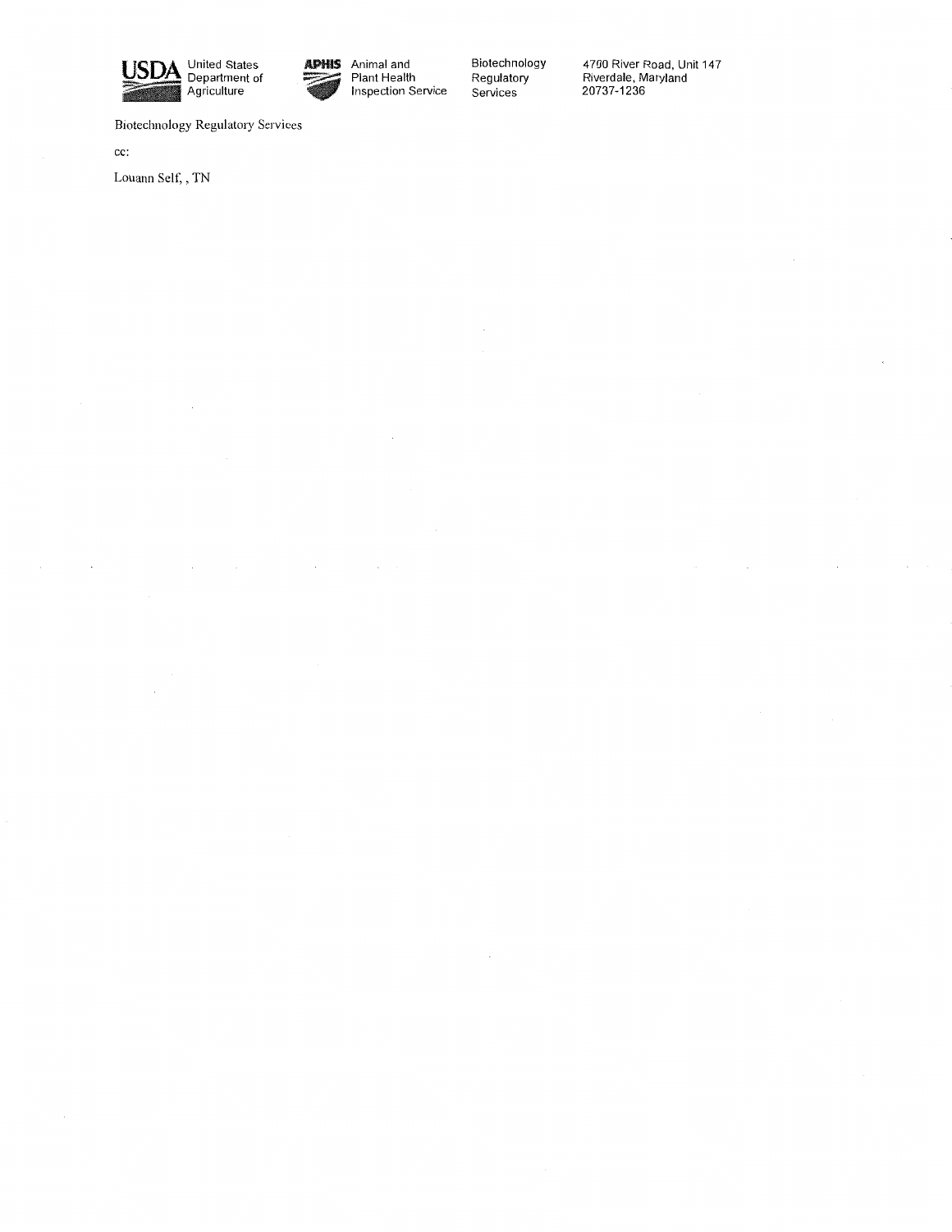USDA United States Department of Agriculture

APHIS Animal and Plant Health Inspection Service

Biotechnology Regulatory Services

4700 River Road, Unit 147
Riverdale, Maryland
20737-1236

Biotechnology Regulatory Services

cc:

Louann Self, , TN